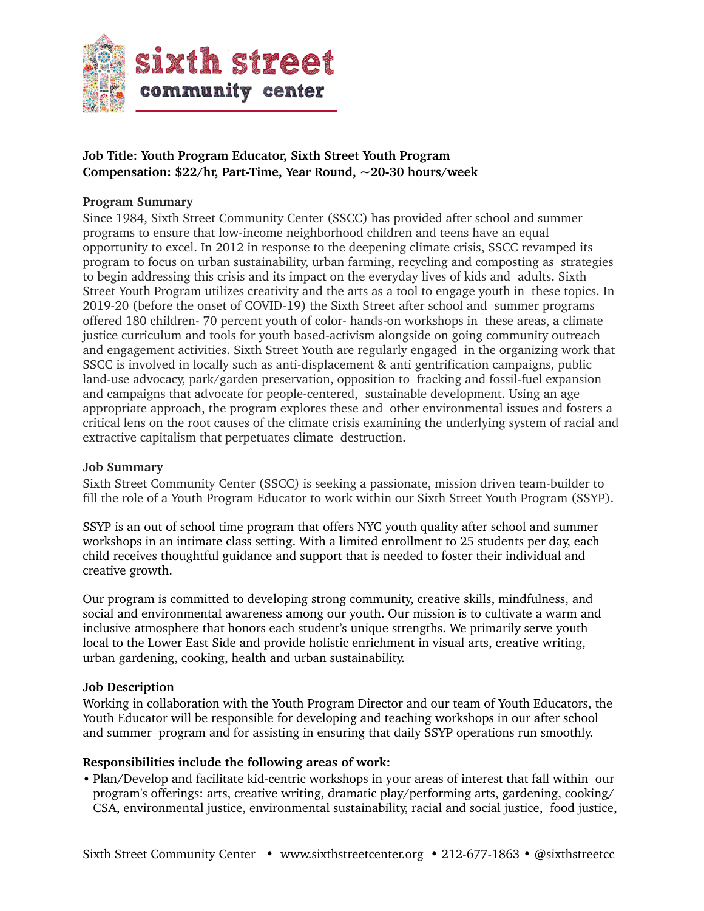# sixth street community center

**Job Title: Youth Program Educator, Sixth Street Youth Program**
**Compensation: $22/hr, Part-Time, Year Round, ~20-30 hours/week**

**Program Summary**

Since 1984, Sixth Street Community Center (SSCC) has provided after school and summer programs to ensure that low-income neighborhood children and teens have an equal opportunity to excel. In 2012 in response to the deepening climate crisis, SSCC revamped its program to focus on urban sustainability, urban farming, recycling and composting as strategies to begin addressing this crisis and its impact on the everyday lives of kids and adults. Sixth Street Youth Program utilizes creativity and the arts as a tool to engage youth in these topics. In 2019-20 (before the onset of COVID-19) the Sixth Street after school and summer programs offered 180 children- 70 percent youth of color- hands-on workshops in these areas, a climate justice curriculum and tools for youth based-activism alongside on going community outreach and engagement activities. Sixth Street Youth are regularly engaged in the organizing work that SSCC is involved in locally such as anti-displacement & anti gentrification campaigns, public land-use advocacy, park/garden preservation, opposition to fracking and fossil-fuel expansion and campaigns that advocate for people-centered, sustainable development. Using an age appropriate approach, the program explores these and other environmental issues and fosters a critical lens on the root causes of the climate crisis examining the underlying system of racial and extractive capitalism that perpetuates climate destruction.

**Job Summary**

Sixth Street Community Center (SSCC) is seeking a passionate, mission driven team-builder to fill the role of a Youth Program Educator to work within our Sixth Street Youth Program (SSYP).

SSYP is an out of school time program that offers NYC youth quality after school and summer workshops in an intimate class setting. With a limited enrollment to 25 students per day, each child receives thoughtful guidance and support that is needed to foster their individual and creative growth.

Our program is committed to developing strong community, creative skills, mindfulness, and social and environmental awareness among our youth. Our mission is to cultivate a warm and inclusive atmosphere that honors each student's unique strengths. We primarily serve youth local to the Lower East Side and provide holistic enrichment in visual arts, creative writing, urban gardening, cooking, health and urban sustainability.

**Job Description**

Working in collaboration with the Youth Program Director and our team of Youth Educators, the Youth Educator will be responsible for developing and teaching workshops in our after school and summer program and for assisting in ensuring that daily SSYP operations run smoothly.

**Responsibilities include the following areas of work:**

- Plan/Develop and facilitate kid-centric workshops in your areas of interest that fall within our program's offerings: arts, creative writing, dramatic play/performing arts, gardening, cooking/ CSA, environmental justice, environmental sustainability, racial and social justice, food justice,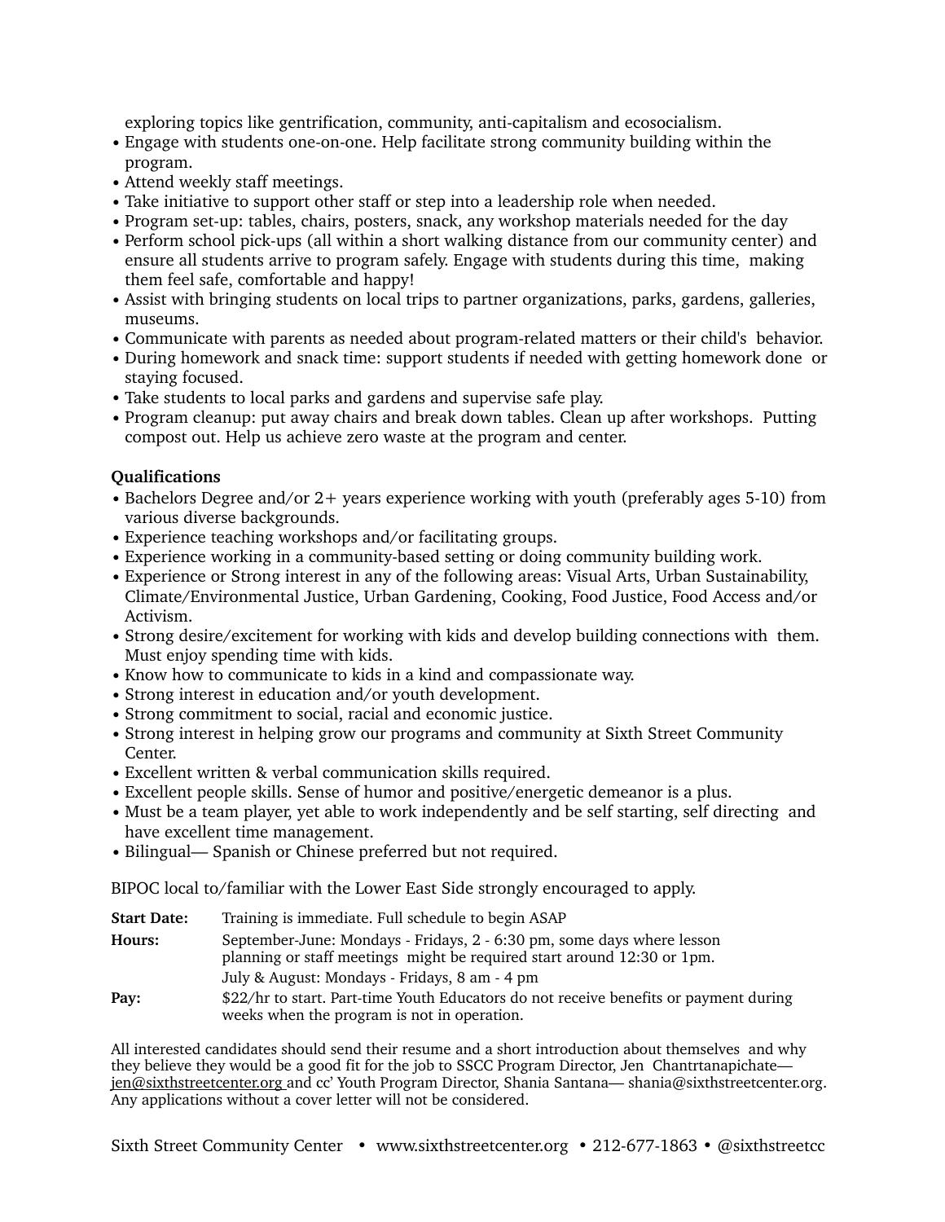exploring topics like gentrification, community, anti-capitalism and ecosocialism.

- Engage with students one-on-one. Help facilitate strong community building within the program.
- Attend weekly staff meetings.
- Take initiative to support other staff or step into a leadership role when needed.
- Program set-up: tables, chairs, posters, snack, any workshop materials needed for the day
- Perform school pick-ups (all within a short walking distance from our community center) and ensure all students arrive to program safely. Engage with students during this time, making them feel safe, comfortable and happy!
- Assist with bringing students on local trips to partner organizations, parks, gardens, galleries, museums.
- Communicate with parents as needed about program-related matters or their child's behavior.
- During homework and snack time: support students if needed with getting homework done or staying focused.
- Take students to local parks and gardens and supervise safe play.
- Program cleanup: put away chairs and break down tables. Clean up after workshops. Putting compost out. Help us achieve zero waste at the program and center.

**Qualifications**

- Bachelors Degree and/or 2+ years experience working with youth (preferably ages 5-10) from various diverse backgrounds.
- Experience teaching workshops and/or facilitating groups.
- Experience working in a community-based setting or doing community building work.
- Experience or Strong interest in any of the following areas: Visual Arts, Urban Sustainability, Climate/Environmental Justice, Urban Gardening, Cooking, Food Justice, Food Access and/or Activism.
- Strong desire/excitement for working with kids and develop building connections with them. Must enjoy spending time with kids.
- Know how to communicate to kids in a kind and compassionate way.
- Strong interest in education and/or youth development.
- Strong commitment to social, racial and economic justice.
- Strong interest in helping grow our programs and community at Sixth Street Community Center.
- Excellent written & verbal communication skills required.
- Excellent people skills. Sense of humor and positive/energetic demeanor is a plus.
- Must be a team player, yet able to work independently and be self starting, self directing and have excellent time management.
- Bilingual— Spanish or Chinese preferred but not required.

BIPOC local to/familiar with the Lower East Side strongly encouraged to apply.

| | |
|---|---|
| **Start Date:** | Training is immediate. Full schedule to begin ASAP |
| **Hours:** | September-June: Mondays - Fridays, 2 - 6:30 pm, some days where lesson planning or staff meetings might be required start around 12:30 or 1pm. July & August: Mondays - Fridays, 8 am - 4 pm |
| **Pay:** | $22/hr to start. Part-time Youth Educators do not receive benefits or payment during weeks when the program is not in operation. |

All interested candidates should send their resume and a short introduction about themselves and why they believe they would be a good fit for the job to SSCC Program Director, Jen Chantrtanapichate— jen@sixthstreetcenter.org and cc' Youth Program Director, Shania Santana— shania@sixthstreetcenter.org. Any applications without a cover letter will not be considered.

Sixth Street Community Center • www.sixthstreetcenter.org • 212-677-1863 • @sixthstreetcc